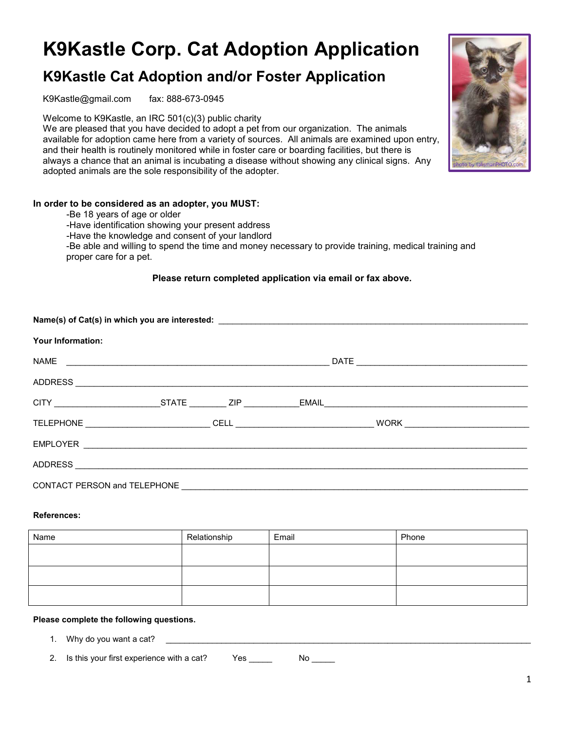# K9Kastle Corp. Cat Adoption Application

## K9Kastle Cat Adoption and/or Foster Application

K9Kastle@gmail.com fax: 888-673-0945

Welcome to K9Kastle, an IRC 501(c)(3) public charity
We are pleased that you have decided to adopt a pet from our organization. The animals available for adoption came here from a variety of sources. All animals are examined upon entry, and their health is routinely monitored while in foster care or boarding facilities, but there is always a chance that an animal is incubating a disease without showing any clinical signs. Any adopted animals are the sole responsibility of the adopter.

**In order to be considered as an adopter, you MUST:**

- Be 18 years of age or older
- Have identification showing your present address
- Have the knowledge and consent of your landlord
- Be able and willing to spend the time and money necessary to provide training, medical training and proper care for a pet.

**Please return completed application via email or fax above.**

**Name(s) of Cat(s) in which you are interested:** ______________________________

**Your Information:**

NAME ______________________________ DATE ______________________________

ADDRESS ______________________________

CITY ____________ STATE ________ ZIP ___________ EMAIL ______________________________

TELEPHONE ____________ CELL ____________ WORK ____________

EMPLOYER ______________________________

ADDRESS ______________________________

CONTACT PERSON and TELEPHONE ______________________________

**References:**

| Name | Relationship | Email | Phone |
|---|---|---|---|
| | | | |
| | | | |
| | | | |

**Please complete the following questions.**

1. Why do you want a cat? ______________________________
2. Is this your first experience with a cat? Yes _____ No _____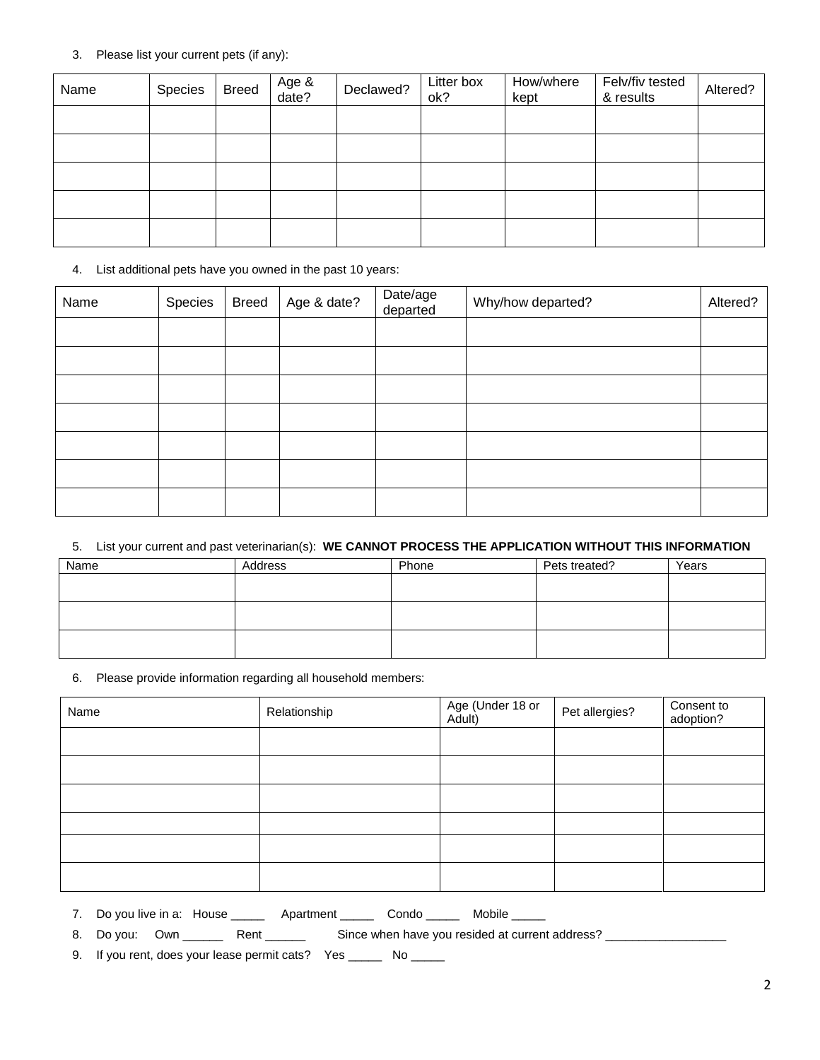3. Please list your current pets (if any):

| Name | Species | Breed | Age & date? | Declawed? | Litter box ok? | How/where kept | Felv/fiv tested & results | Altered? |
|---|---|---|---|---|---|---|---|---|
| | | | | | | | | |
| | | | | | | | | |
| | | | | | | | | |
| | | | | | | | | |
| | | | | | | | | |

4. List additional pets have you owned in the past 10 years:

| Name | Species | Breed | Age & date? | Date/age departed | Why/how departed? | Altered? |
|---|---|---|---|---|---|---|
| | | | | | | |
| | | | | | | |
| | | | | | | |
| | | | | | | |
| | | | | | | |
| | | | | | | |
| | | | | | | |

5. List your current and past veterinarian(s): **WE CANNOT PROCESS THE APPLICATION WITHOUT THIS INFORMATION**

| Name | Address | Phone | Pets treated? | Years |
|---|---|---|---|---|
| | | | | |
| | | | | |
| | | | | |

6. Please provide information regarding all household members:

| Name | Relationship | Age (Under 18 or Adult) | Pet allergies? | Consent to adoption? |
|---|---|---|---|---|
| | | | | |
| | | | | |
| | | | | |
| | | | | |
| | | | | |
| | | | | |

7. Do you live in a: House _____ Apartment _____ Condo _____ Mobile _____
8. Do you: Own ______ Rent ______ Since when have you resided at current address? __________________
9. If you rent, does your lease permit cats? Yes _____ No _____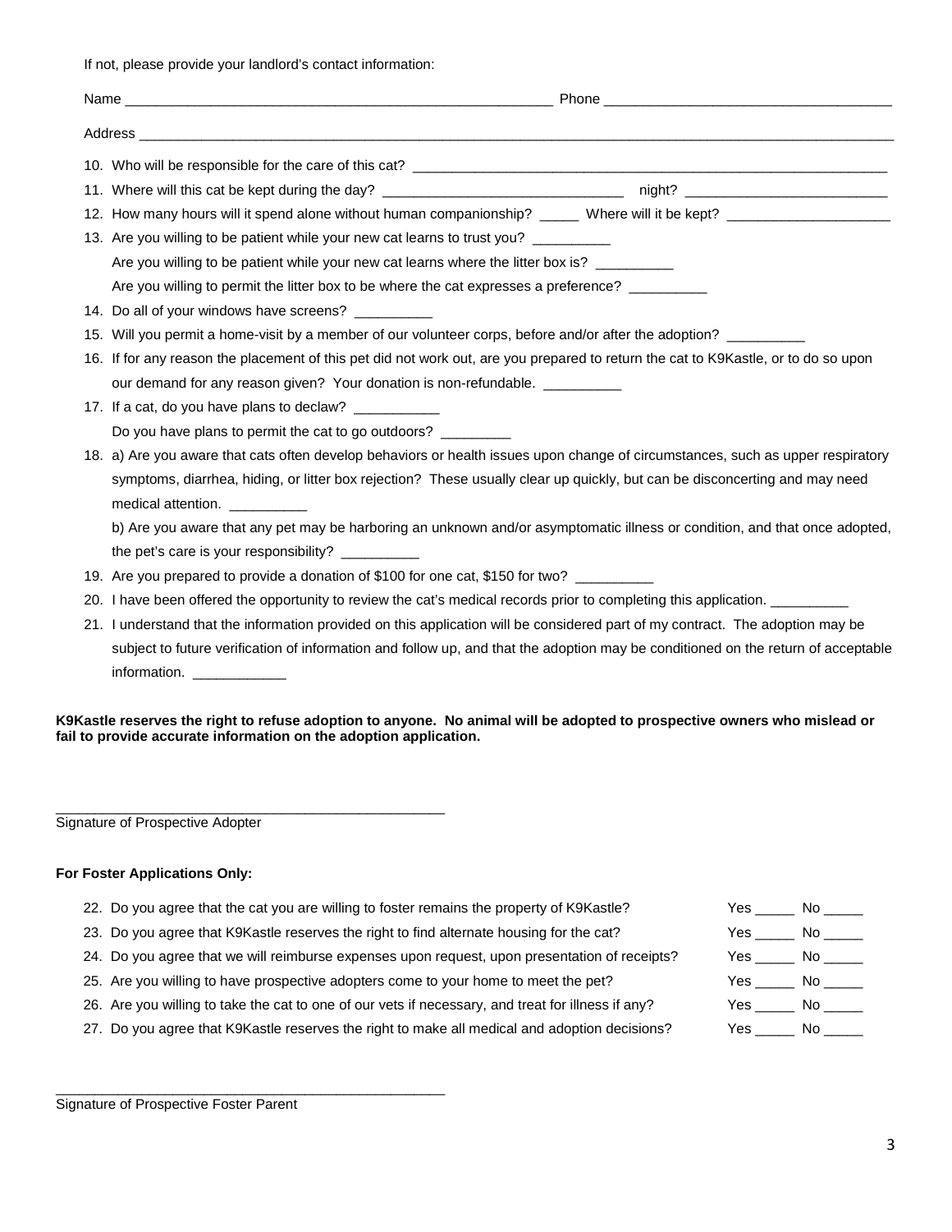If not, please provide your landlord's contact information:

Name ________________________________________________________ Phone _____________________________________

Address ______________________________________________________________________________________________

10. Who will be responsible for the care of this cat? _____________________________________________________________
11. Where will this cat be kept during the day? _______________________________ night? __________________________
12. How many hours will it spend alone without human companionship? _____ Where will it be kept? _____________________
13. Are you willing to be patient while your new cat learns to trust you? __________

    Are you willing to be patient while your new cat learns where the litter box is? __________

    Are you willing to permit the litter box to be where the cat expresses a preference? __________
14. Do all of your windows have screens? __________
15. Will you permit a home-visit by a member of our volunteer corps, before and/or after the adoption? __________
16. If for any reason the placement of this pet did not work out, are you prepared to return the cat to K9Kastle, or to do so upon our demand for any reason given? Your donation is non-refundable. __________
17. If a cat, do you have plans to declaw? ___________

    Do you have plans to permit the cat to go outdoors? _________
18. a) Are you aware that cats often develop behaviors or health issues upon change of circumstances, such as upper respiratory symptoms, diarrhea, hiding, or litter box rejection? These usually clear up quickly, but can be disconcerting and may need medical attention. __________

    b) Are you aware that any pet may be harboring an unknown and/or asymptomatic illness or condition, and that once adopted, the pet's care is your responsibility? __________
19. Are you prepared to provide a donation of $100 for one cat, $150 for two? __________
20. I have been offered the opportunity to review the cat's medical records prior to completing this application. __________
21. I understand that the information provided on this application will be considered part of my contract. The adoption may be subject to future verification of information and follow up, and that the adoption may be conditioned on the return of acceptable information. ____________

**K9Kastle reserves the right to refuse adoption to anyone. No animal will be adopted to prospective owners who mislead or fail to provide accurate information on the adoption application.**

_________________________________________________

Signature of Prospective Adopter

**For Foster Applications Only:**

22. Do you agree that the cat you are willing to foster remains the property of K9Kastle? Yes _____ No _____
23. Do you agree that K9Kastle reserves the right to find alternate housing for the cat? Yes _____ No _____
24. Do you agree that we will reimburse expenses upon request, upon presentation of receipts? Yes _____ No _____
25. Are you willing to have prospective adopters come to your home to meet the pet? Yes _____ No _____
26. Are you willing to take the cat to one of our vets if necessary, and treat for illness if any? Yes _____ No _____
27. Do you agree that K9Kastle reserves the right to make all medical and adoption decisions? Yes _____ No _____

_________________________________________________

Signature of Prospective Foster Parent